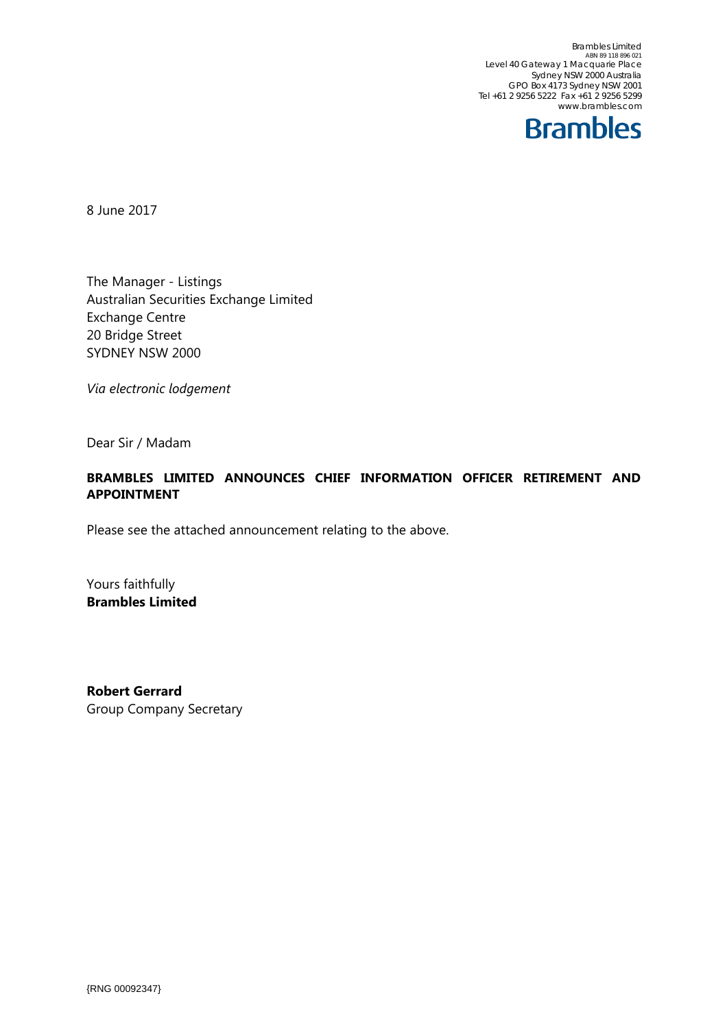Brambles Limited
ABN 89 118 896 021
Level 40 Gateway 1 Macquarie Place
Sydney NSW 2000 Australia
GPO Box 4173 Sydney NSW 2001
Tel +61 2 9256 5222 Fax +61 2 9256 5299
www.brambles.com

**Brambles**

8 June 2017

The Manager - Listings
Australian Securities Exchange Limited
Exchange Centre
20 Bridge Street
SYDNEY NSW 2000

*Via electronic lodgement*

Dear Sir / Madam

**BRAMBLES LIMITED ANNOUNCES CHIEF INFORMATION OFFICER RETIREMENT AND APPOINTMENT**

Please see the attached announcement relating to the above.

Yours faithfully
**Brambles Limited**

**Robert Gerrard**
Group Company Secretary

{RNG 00092347}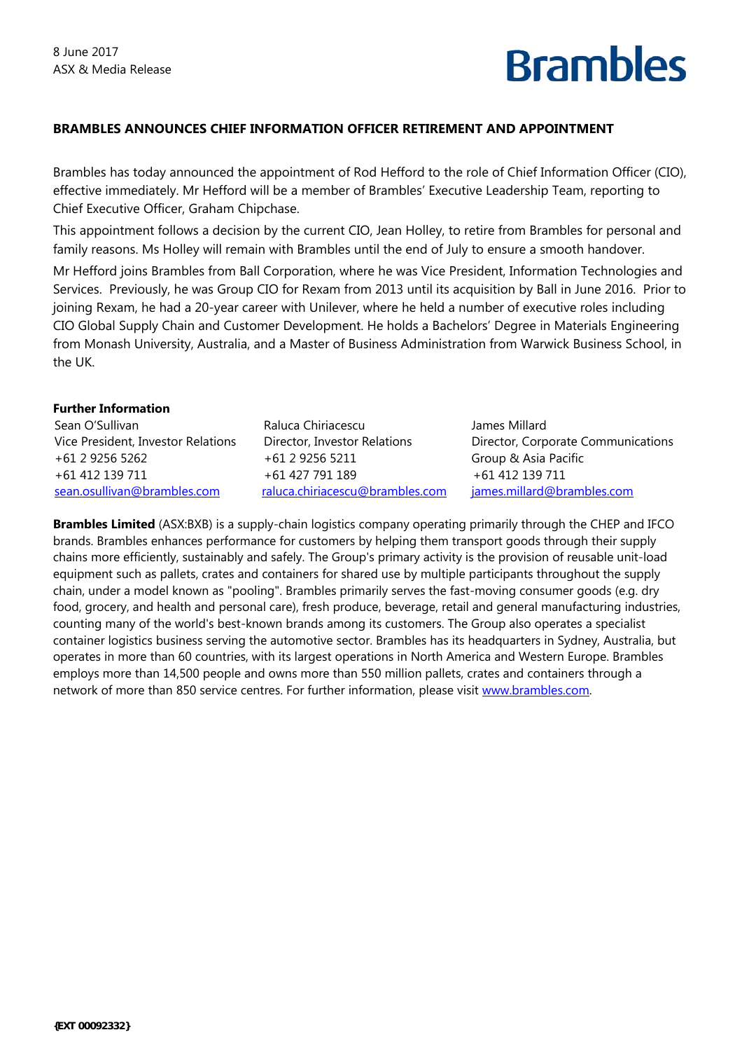8 June 2017
ASX & Media Release

Brambles

**BRAMBLES ANNOUNCES CHIEF INFORMATION OFFICER RETIREMENT AND APPOINTMENT**

Brambles has today announced the appointment of Rod Hefford to the role of Chief Information Officer (CIO), effective immediately. Mr Hefford will be a member of Brambles' Executive Leadership Team, reporting to Chief Executive Officer, Graham Chipchase.

This appointment follows a decision by the current CIO, Jean Holley, to retire from Brambles for personal and family reasons. Ms Holley will remain with Brambles until the end of July to ensure a smooth handover.

Mr Hefford joins Brambles from Ball Corporation, where he was Vice President, Information Technologies and Services. Previously, he was Group CIO for Rexam from 2013 until its acquisition by Ball in June 2016. Prior to joining Rexam, he had a 20-year career with Unilever, where he held a number of executive roles including CIO Global Supply Chain and Customer Development. He holds a Bachelors' Degree in Materials Engineering from Monash University, Australia, and a Master of Business Administration from Warwick Business School, in the UK.

**Further Information**

| | | |
|---|---|---|
| Sean O'Sullivan | Raluca Chiriacescu | James Millard |
| Vice President, Investor Relations | Director, Investor Relations | Director, Corporate Communications Group & Asia Pacific |
| +61 2 9256 5262 | +61 2 9256 5211 | +61 412 139 711 |
| +61 412 139 711 | +61 427 791 189 | james.millard@brambles.com |
| sean.osullivan@brambles.com | raluca.chiriacescu@brambles.com | |

**Brambles Limited** (ASX:BXB) is a supply-chain logistics company operating primarily through the CHEP and IFCO brands. Brambles enhances performance for customers by helping them transport goods through their supply chains more efficiently, sustainably and safely. The Group's primary activity is the provision of reusable unit-load equipment such as pallets, crates and containers for shared use by multiple participants throughout the supply chain, under a model known as "pooling". Brambles primarily serves the fast-moving consumer goods (e.g. dry food, grocery, and health and personal care), fresh produce, beverage, retail and general manufacturing industries, counting many of the world's best-known brands among its customers. The Group also operates a specialist container logistics business serving the automotive sector. Brambles has its headquarters in Sydney, Australia, but operates in more than 60 countries, with its largest operations in North America and Western Europe. Brambles employs more than 14,500 people and owns more than 550 million pallets, crates and containers through a network of more than 850 service centres. For further information, please visit www.brambles.com.

{EXT 00092332}